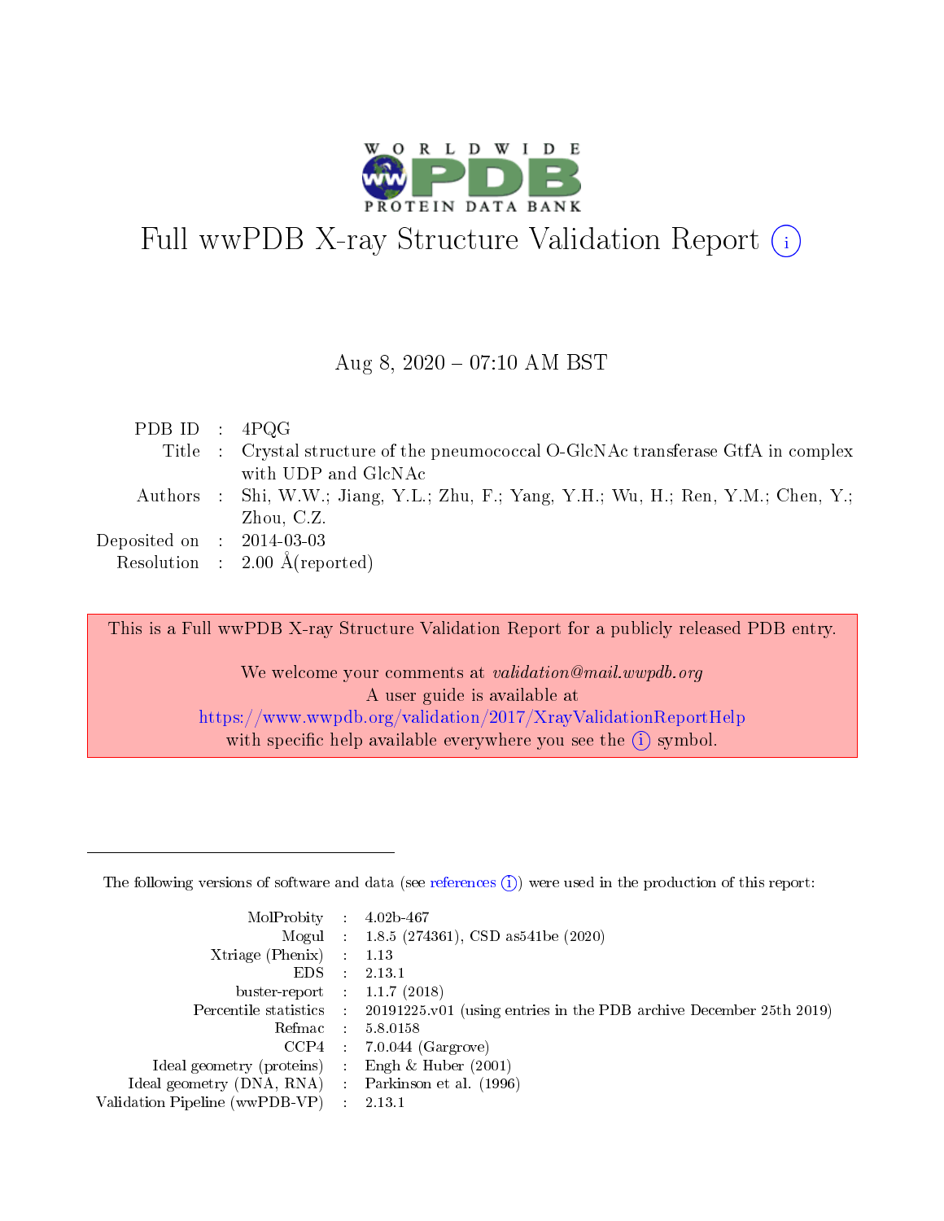# Full wwPDB X-ray Structure Validation Report (i)

Aug 8, 2020 – 07:10 AM BST

| | | |
|---|---|---|
| PDB ID | : | 4PQG |
| Title | : | Crystal structure of the pneumococcal O-GlcNAc transferase GtfA in complex with UDP and GlcNAc |
| Authors | : | Shi, W.W.; Jiang, Y.L.; Zhu, F.; Yang, Y.H.; Wu, H.; Ren, Y.M.; Chen, Y.; Zhou, C.Z. |
| Deposited on | : | 2014-03-03 |
| Resolution | : | 2.00 Å(reported) |

This is a Full wwPDB X-ray Structure Validation Report for a publicly released PDB entry.

We welcome your comments at *validation@mail.wwpdb.org*
A user guide is available at
https://www.wwpdb.org/validation/2017/XrayValidationReportHelp
with specific help available everywhere you see the (i) symbol.

---

The following versions of software and data (see references (i)) were used in the production of this report:

| | | |
|---|---|---|
| MolProbity | : | 4.02b-467 |
| Mogul | : | 1.8.5 (274361), CSD as541be (2020) |
| Xtriage (Phenix) | : | 1.13 |
| EDS | : | 2.13.1 |
| buster-report | : | 1.1.7 (2018) |
| Percentile statistics | : | 20191225.v01 (using entries in the PDB archive December 25th 2019) |
| Refmac | : | 5.8.0158 |
| CCP4 | : | 7.0.044 (Gargrove) |
| Ideal geometry (proteins) | : | Engh & Huber (2001) |
| Ideal geometry (DNA, RNA) | : | Parkinson et al. (1996) |
| Validation Pipeline (wwPDB-VP) | : | 2.13.1 |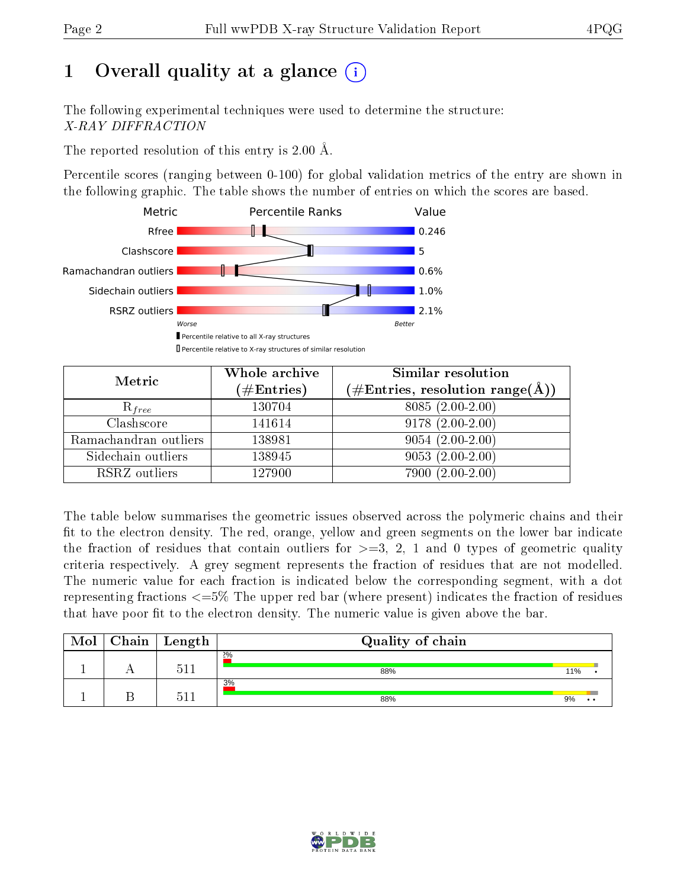# 1 Overall quality at a glance

The following experimental techniques were used to determine the structure:
*X-RAY DIFFRACTION*

The reported resolution of this entry is 2.00 Å.

Percentile scores (ranging between 0-100) for global validation metrics of the entry are shown in the following graphic. The table shows the number of entries on which the scores are based.

| Metric | Value |
|---|---|
| Rfree | 0.246 |
| Clashscore | 5 |
| Ramachandran outliers | 0.6% |
| Sidechain outliers | 1.0% |
| RSRZ outliers | 2.1% |

Worse — Better

▮ Percentile relative to all X-ray structures
▯ Percentile relative to X-ray structures of similar resolution

| Metric | Whole archive (#Entries) | Similar resolution (#Entries, resolution range(Å)) |
|---|---|---|
| $R_{free}$ | 130704 | 8085 (2.00-2.00) |
| Clashscore | 141614 | 9178 (2.00-2.00) |
| Ramachandran outliers | 138981 | 9054 (2.00-2.00) |
| Sidechain outliers | 138945 | 9053 (2.00-2.00) |
| RSRZ outliers | 127900 | 7900 (2.00-2.00) |

The table below summarises the geometric issues observed across the polymeric chains and their fit to the electron density. The red, orange, yellow and green segments on the lower bar indicate the fraction of residues that contain outliers for >=3, 2, 1 and 0 types of geometric quality criteria respectively. A grey segment represents the fraction of residues that are not modelled. The numeric value for each fraction is indicated below the corresponding segment, with a dot representing fractions <=5% The upper red bar (where present) indicates the fraction of residues that have poor fit to the electron density. The numeric value is given above the bar.

| Mol | Chain | Length | Quality of chain |
|---|---|---|---|
| 1 | A | 511 | 2% / 88% / 11% / • |
| 1 | B | 511 | 3% / 88% / 9% / • • |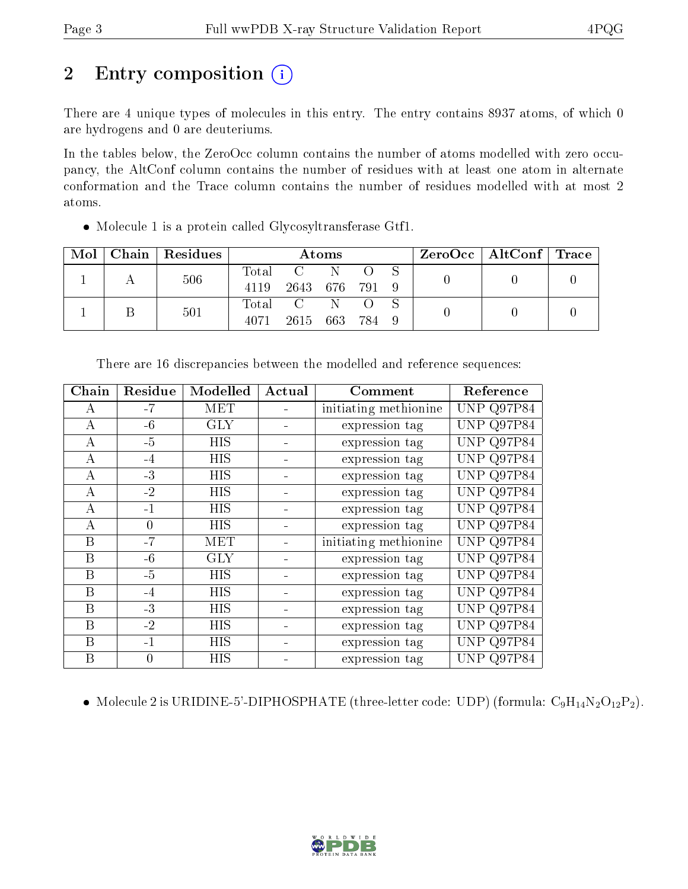## 2 Entry composition

There are 4 unique types of molecules in this entry. The entry contains 8937 atoms, of which 0 are hydrogens and 0 are deuteriums.

In the tables below, the ZeroOcc column contains the number of atoms modelled with zero occupancy, the AltConf column contains the number of residues with at least one atom in alternate conformation and the Trace column contains the number of residues modelled with at most 2 atoms.

- Molecule 1 is a protein called Glycosyltransferase Gtf1.

| Mol | Chain | Residues | Atoms | | | | | ZeroOcc | AltConf | Trace |
|---|---|---|---|---|---|---|---|---|---|---|
| 1 | A | 506 | Total 4119 | C 2643 | N 676 | O 791 | S 9 | 0 | 0 | 0 |
| 1 | B | 501 | Total 4071 | C 2615 | N 663 | O 784 | S 9 | 0 | 0 | 0 |

There are 16 discrepancies between the modelled and reference sequences:

| Chain | Residue | Modelled | Actual | Comment | Reference |
|---|---|---|---|---|---|
| A | -7 | MET | - | initiating methionine | UNP Q97P84 |
| A | -6 | GLY | - | expression tag | UNP Q97P84 |
| A | -5 | HIS | - | expression tag | UNP Q97P84 |
| A | -4 | HIS | - | expression tag | UNP Q97P84 |
| A | -3 | HIS | - | expression tag | UNP Q97P84 |
| A | -2 | HIS | - | expression tag | UNP Q97P84 |
| A | -1 | HIS | - | expression tag | UNP Q97P84 |
| A | 0 | HIS | - | expression tag | UNP Q97P84 |
| B | -7 | MET | - | initiating methionine | UNP Q97P84 |
| B | -6 | GLY | - | expression tag | UNP Q97P84 |
| B | -5 | HIS | - | expression tag | UNP Q97P84 |
| B | -4 | HIS | - | expression tag | UNP Q97P84 |
| B | -3 | HIS | - | expression tag | UNP Q97P84 |
| B | -2 | HIS | - | expression tag | UNP Q97P84 |
| B | -1 | HIS | - | expression tag | UNP Q97P84 |
| B | 0 | HIS | - | expression tag | UNP Q97P84 |

- Molecule 2 is URIDINE-5'-DIPHOSPHATE (three-letter code: UDP) (formula: $C_9H_{14}N_2O_{12}P_2$).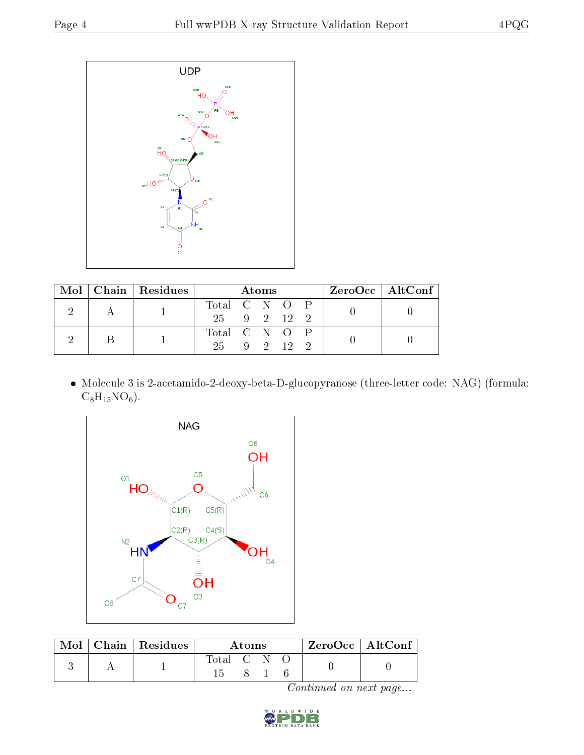| Mol | Chain | Residues | Atoms | | | | | ZeroOcc | AltConf |
|---|---|---|---|---|---|---|---|---|---|
| | | | Total | C | N | O | P | | |
| 2 | A | 1 | 25 | 9 | 2 | 12 | 2 | 0 | 0 |
| 2 | B | 1 | 25 | 9 | 2 | 12 | 2 | 0 | 0 |

- Molecule 3 is 2-acetamido-2-deoxy-beta-D-glucopyranose (three-letter code: NAG) (formula: $C_8H_{15}NO_6$).

| Mol | Chain | Residues | Atoms | | | | ZeroOcc | AltConf |
|---|---|---|---|---|---|---|---|---|
| | | | Total | C | N | O | | |
| 3 | A | 1 | 15 | 8 | 1 | 6 | 0 | 0 |

*Continued on next page...*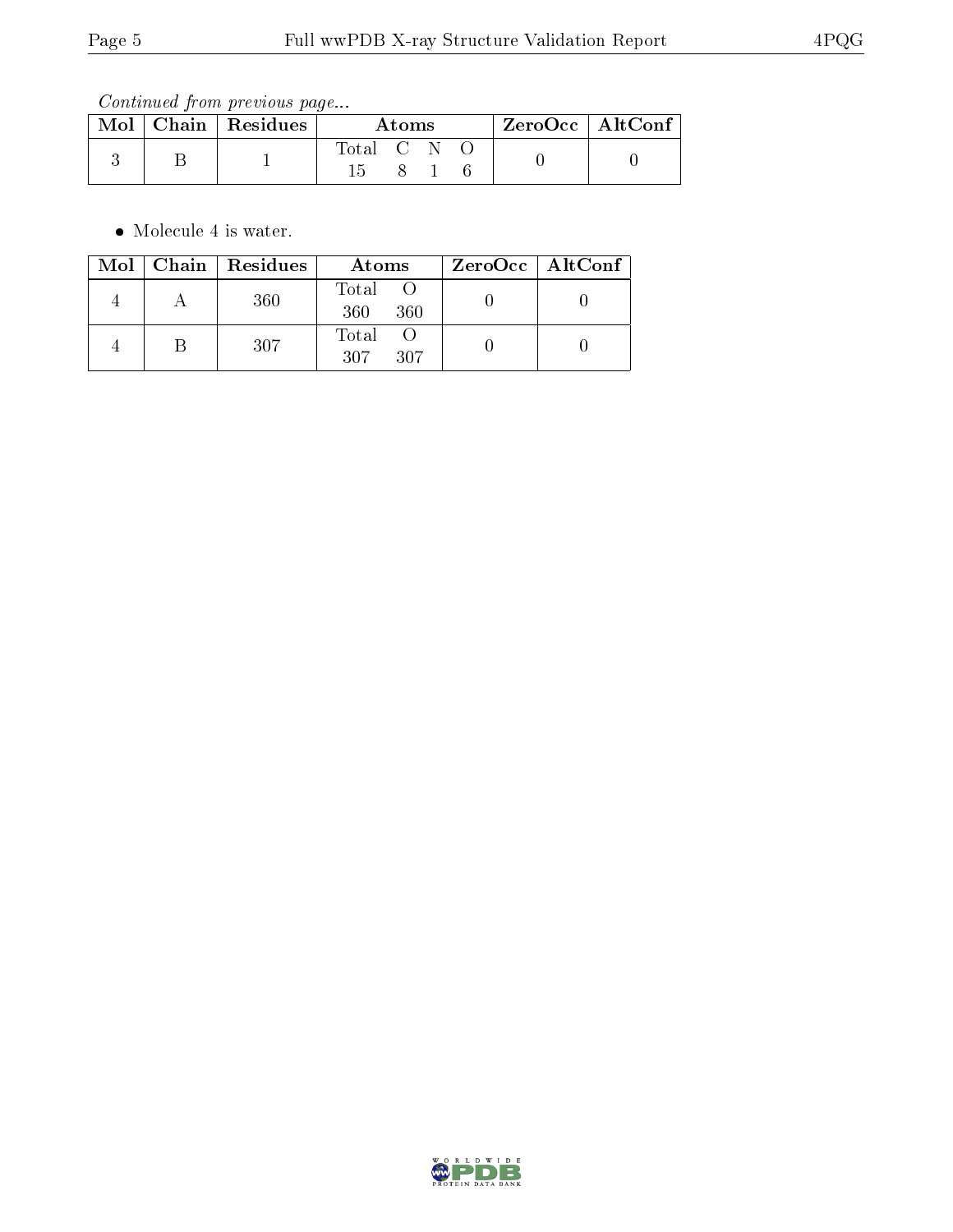*Continued from previous page...*

| Mol | Chain | Residues | Atoms | ZeroOcc | AltConf |
|---|---|---|---|---|---|
| 3 | B | 1 | Total C N O<br>15 8 1 6 | 0 | 0 |

- Molecule 4 is water.

| Mol | Chain | Residues | Atoms | ZeroOcc | AltConf |
|---|---|---|---|---|---|
| 4 | A | 360 | Total O<br>360 360 | 0 | 0 |
| 4 | B | 307 | Total O<br>307 307 | 0 | 0 |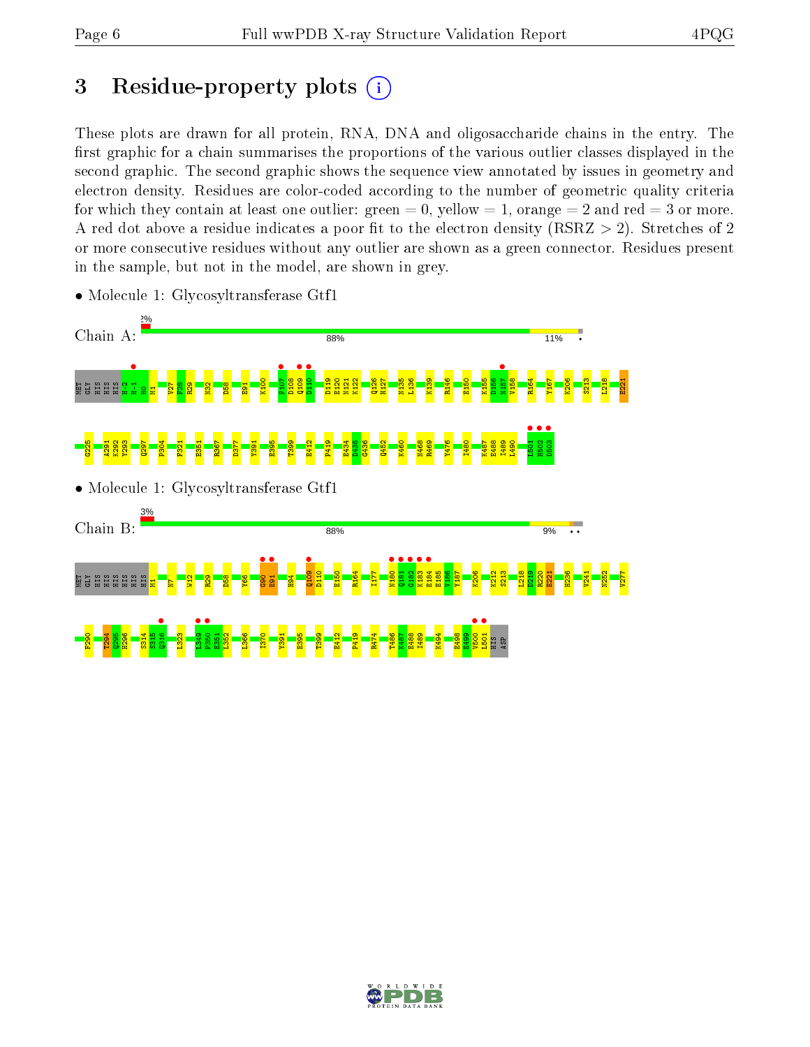# 3 Residue-property plots

These plots are drawn for all protein, RNA, DNA and oligosaccharide chains in the entry. The first graphic for a chain summarises the proportions of the various outlier classes displayed in the second graphic. The second graphic shows the sequence view annotated by issues in geometry and electron density. Residues are color-coded according to the number of geometric quality criteria for which they contain at least one outlier: green = 0, yellow = 1, orange = 2 and red = 3 or more. A red dot above a residue indicates a poor fit to the electron density (RSRZ > 2). Stretches of 2 or more consecutive residues without any outlier are shown as a green connector. Residues present in the sample, but not in the model, are shown in grey.

- Molecule 1: Glycosyltransferase Gtf1

Chain A: 2% | 88% | 11%

MET GLY HIS HIS HIS H-2 H-1 H0 M1 V27 F28 R29 N32 D58 E91 K100 F107 D108 Q109 D110 D119 E120 N121 K122 Q126 N135 L136 K139 R146 E150 K155 D156 N157 V158 R164 Y167 K206 S213 L218 E221 G225 A291 K292 Y293 Q297 P304 F321 E351 R367 D377 Y391 E395 T399 E412 P419 E434 D435 G436 Q452 K460 N468 R469 Y476 I480 K487 E488 I489 L490 L501 H502 D503

- Molecule 1: Glycosyltransferase Gtf1

Chain B: 3% | 88% | 9%

MET GLY HIS HIS HIS HIS HIS HIS M1 N7 W12 R29 D58 Y66 G90 E91 H94 Q109 D110 E150 R164 I177 N180 Q181 G182 K183 E184 E185 V186 Y187 K206 K212 S213 L218 D219 R220 E221 H236 V241 N252 V277 F290 T294 Q295 H296 S314 S315 Q316 L323 L349 P350 E351 L352 L366 I370 Y391 E395 T399 E412 P419 R474 T486 K487 E488 I489 K494 E498 E499 V500 L501 HIS ASP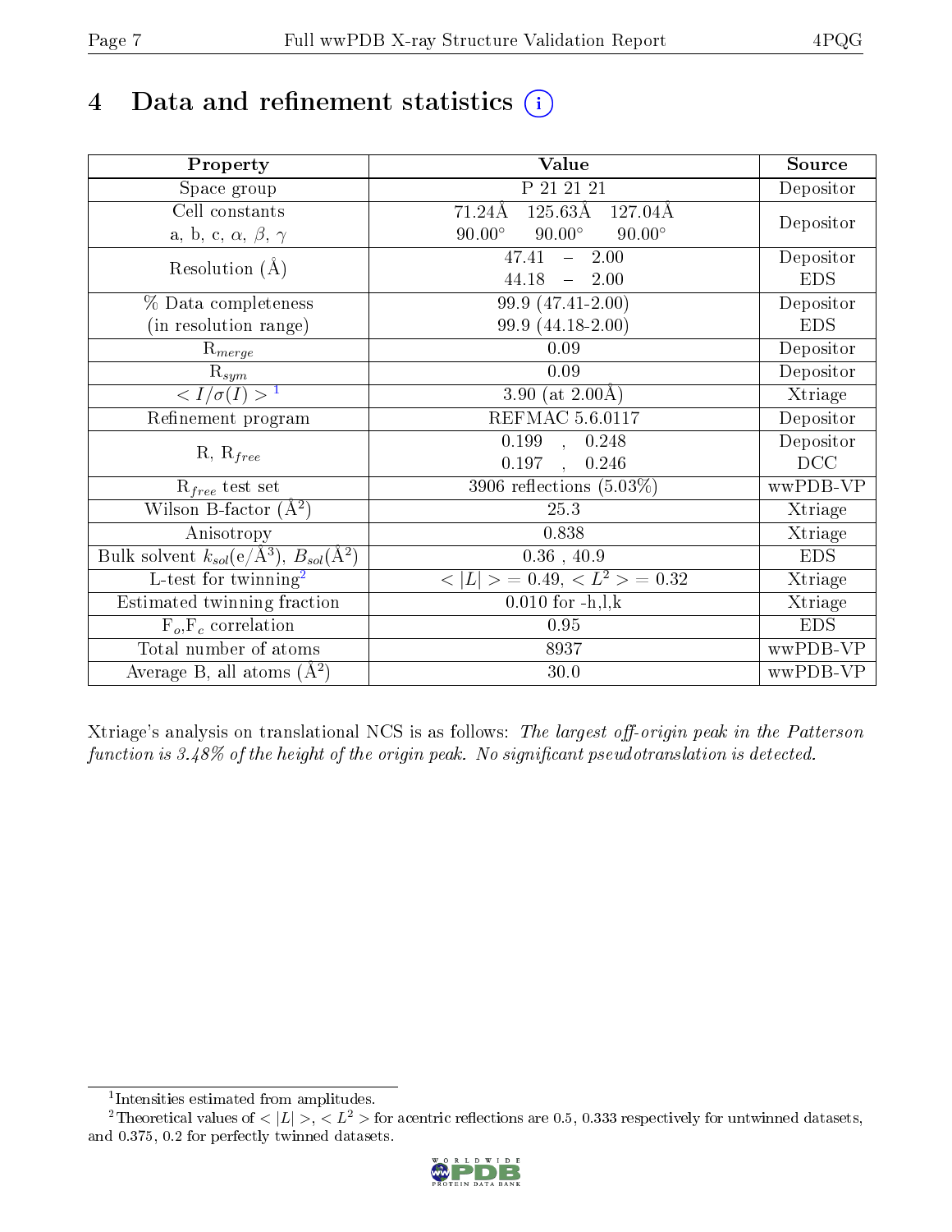# 4 Data and refinement statistics ⓘ

| Property | Value | Source |
|---|---|---|
| Space group | P 21 21 21 | Depositor |
| Cell constants<br>a, b, c, $\alpha$, $\beta$, $\gamma$ | 71.24Å 125.63Å 127.04Å<br>90.00° 90.00° 90.00° | Depositor |
| Resolution (Å) | 47.41 – 2.00<br>44.18 – 2.00 | Depositor<br>EDS |
| % Data completeness<br>(in resolution range) | 99.9 (47.41-2.00)<br>99.9 (44.18-2.00) | Depositor<br>EDS |
| $R_{merge}$ | 0.09 | Depositor |
| $R_{sym}$ | 0.09 | Depositor |
| $< I/\sigma(I) >$ [1] | 3.90 (at 2.00Å) | Xtriage |
| Refinement program | REFMAC 5.6.0117 | Depositor |
| R, $R_{free}$ | 0.199 , 0.248<br>0.197 , 0.246 | Depositor<br>DCC |
| $R_{free}$ test set | 3906 reflections (5.03%) | wwPDB-VP |
| Wilson B-factor (Å$^2$) | 25.3 | Xtriage |
| Anisotropy | 0.838 | Xtriage |
| Bulk solvent $k_{sol}$(e/Å$^3$), $B_{sol}$(Å$^2$) | 0.36 , 40.9 | EDS |
| L-test for twinning[2] | $< \|L\| >$ = 0.49, $< L^2 >$ = 0.32 | Xtriage |
| Estimated twinning fraction | 0.010 for -h,l,k | Xtriage |
| $F_o$,$F_c$ correlation | 0.95 | EDS |
| Total number of atoms | 8937 | wwPDB-VP |
| Average B, all atoms (Å$^2$) | 30.0 | wwPDB-VP |

Xtriage's analysis on translational NCS is as follows: *The largest off-origin peak in the Patterson function is 3.48% of the height of the origin peak. No significant pseudotranslation is detected.*

[1] Intensities estimated from amplitudes.

[2] Theoretical values of $< |L| >$, $< L^2 >$ for acentric reflections are 0.5, 0.333 respectively for untwinned datasets, and 0.375, 0.2 for perfectly twinned datasets.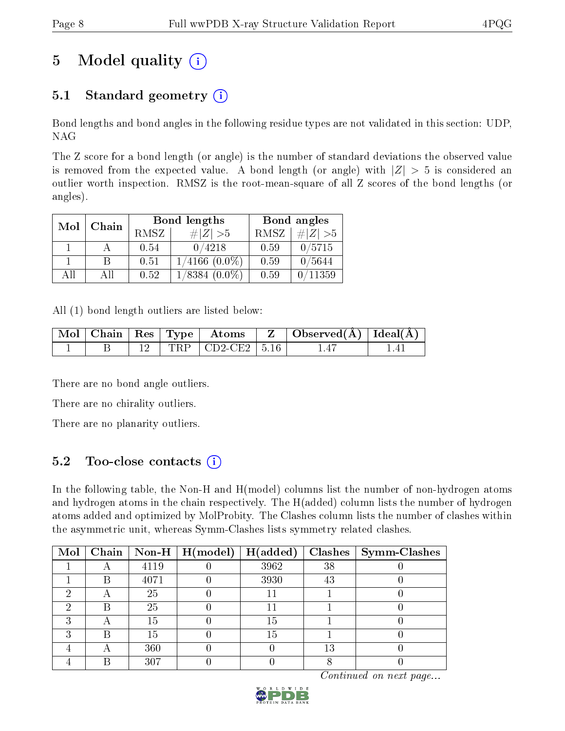# 5 Model quality

## 5.1 Standard geometry

Bond lengths and bond angles in the following residue types are not validated in this section: UDP, NAG

The Z score for a bond length (or angle) is the number of standard deviations the observed value is removed from the expected value. A bond length (or angle) with $|Z| > 5$ is considered an outlier worth inspection. RMSZ is the root-mean-square of all Z scores of the bond lengths (or angles).

| Mol | Chain | Bond lengths | | Bond angles | |
|---|---|---|---|---|---|
| | | RMSZ | $\#\|Z\| > 5$ | RMSZ | $\#\|Z\| > 5$ |
| 1 | A | 0.54 | 0/4218 | 0.59 | 0/5715 |
| 1 | B | 0.51 | 1/4166 (0.0%) | 0.59 | 0/5644 |
| All | All | 0.52 | 1/8384 (0.0%) | 0.59 | 0/11359 |

All (1) bond length outliers are listed below:

| Mol | Chain | Res | Type | Atoms | Z | Observed(Å) | Ideal(Å) |
|---|---|---|---|---|---|---|---|
| 1 | B | 12 | TRP | CD2-CE2 | 5.16 | 1.47 | 1.41 |

There are no bond angle outliers.

There are no chirality outliers.

There are no planarity outliers.

## 5.2 Too-close contacts

In the following table, the Non-H and H(model) columns list the number of non-hydrogen atoms and hydrogen atoms in the chain respectively. The H(added) column lists the number of hydrogen atoms added and optimized by MolProbity. The Clashes column lists the number of clashes within the asymmetric unit, whereas Symm-Clashes lists symmetry related clashes.

| Mol | Chain | Non-H | H(model) | H(added) | Clashes | Symm-Clashes |
|---|---|---|---|---|---|---|
| 1 | A | 4119 | 0 | 3962 | 38 | 0 |
| 1 | B | 4071 | 0 | 3930 | 43 | 0 |
| 2 | A | 25 | 0 | 11 | 1 | 0 |
| 2 | B | 25 | 0 | 11 | 1 | 0 |
| 3 | A | 15 | 0 | 15 | 1 | 0 |
| 3 | B | 15 | 0 | 15 | 1 | 0 |
| 4 | A | 360 | 0 | 0 | 13 | 0 |
| 4 | B | 307 | 0 | 0 | 8 | 0 |

*Continued on next page...*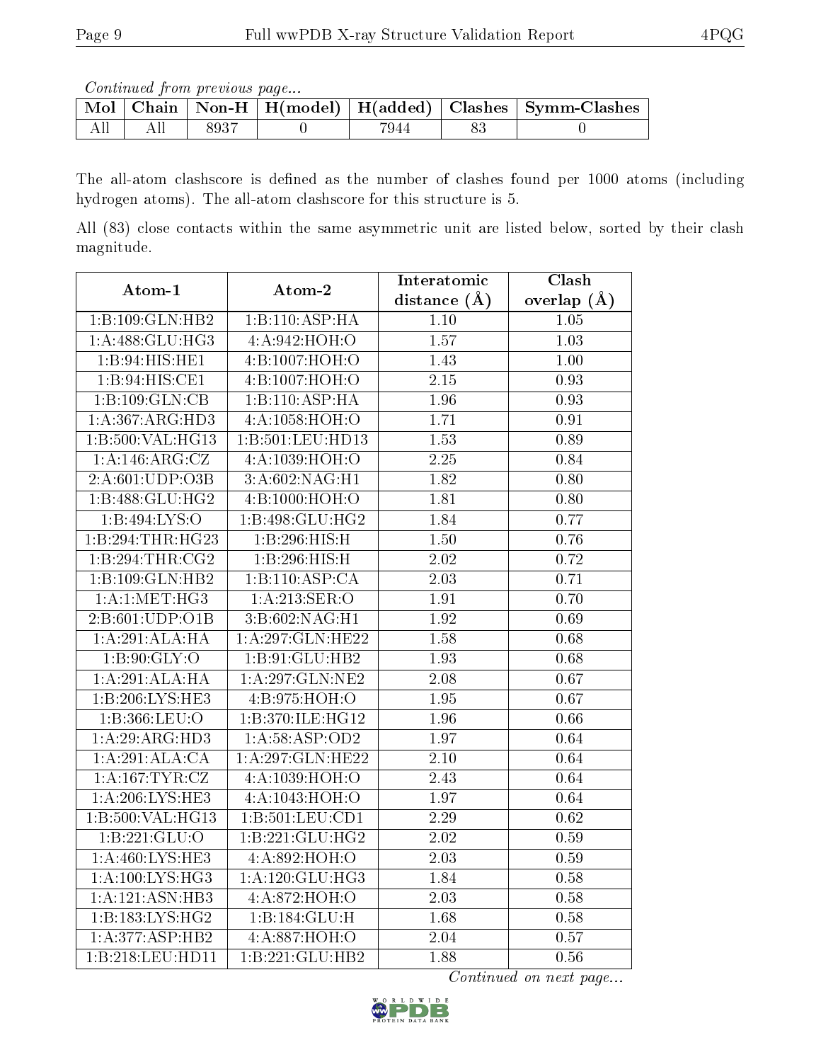*Continued from previous page...*

| Mol | Chain | Non-H | H(model) | H(added) | Clashes | Symm-Clashes |
|---|---|---|---|---|---|---|
| All | All | 8937 | 0 | 7944 | 83 | 0 |

The all-atom clashscore is defined as the number of clashes found per 1000 atoms (including hydrogen atoms). The all-atom clashscore for this structure is 5.

All (83) close contacts within the same asymmetric unit are listed below, sorted by their clash magnitude.

| Atom-1 | Atom-2 | Interatomic distance (Å) | Clash overlap (Å) |
|---|---|---|---|
| 1:B:109:GLN:HB2 | 1:B:110:ASP:HA | 1.10 | 1.05 |
| 1:A:488:GLU:HG3 | 4:A:942:HOH:O | 1.57 | 1.03 |
| 1:B:94:HIS:HE1 | 4:B:1007:HOH:O | 1.43 | 1.00 |
| 1:B:94:HIS:CE1 | 4:B:1007:HOH:O | 2.15 | 0.93 |
| 1:B:109:GLN:CB | 1:B:110:ASP:HA | 1.96 | 0.93 |
| 1:A:367:ARG:HD3 | 4:A:1058:HOH:O | 1.71 | 0.91 |
| 1:B:500:VAL:HG13 | 1:B:501:LEU:HD13 | 1.53 | 0.89 |
| 1:A:146:ARG:CZ | 4:A:1039:HOH:O | 2.25 | 0.84 |
| 2:A:601:UDP:O3B | 3:A:602:NAG:H1 | 1.82 | 0.80 |
| 1:B:488:GLU:HG2 | 4:B:1000:HOH:O | 1.81 | 0.80 |
| 1:B:494:LYS:O | 1:B:498:GLU:HG2 | 1.84 | 0.77 |
| 1:B:294:THR:HG23 | 1:B:296:HIS:H | 1.50 | 0.76 |
| 1:B:294:THR:CG2 | 1:B:296:HIS:H | 2.02 | 0.72 |
| 1:B:109:GLN:HB2 | 1:B:110:ASP:CA | 2.03 | 0.71 |
| 1:A:1:MET:HG3 | 1:A:213:SER:O | 1.91 | 0.70 |
| 2:B:601:UDP:O1B | 3:B:602:NAG:H1 | 1.92 | 0.69 |
| 1:A:291:ALA:HA | 1:A:297:GLN:HE22 | 1.58 | 0.68 |
| 1:B:90:GLY:O | 1:B:91:GLU:HB2 | 1.93 | 0.68 |
| 1:A:291:ALA:HA | 1:A:297:GLN:NE2 | 2.08 | 0.67 |
| 1:B:206:LYS:HE3 | 4:B:975:HOH:O | 1.95 | 0.67 |
| 1:B:366:LEU:O | 1:B:370:ILE:HG12 | 1.96 | 0.66 |
| 1:A:29:ARG:HD3 | 1:A:58:ASP:OD2 | 1.97 | 0.64 |
| 1:A:291:ALA:CA | 1:A:297:GLN:HE22 | 2.10 | 0.64 |
| 1:A:167:TYR:CZ | 4:A:1039:HOH:O | 2.43 | 0.64 |
| 1:A:206:LYS:HE3 | 4:A:1043:HOH:O | 1.97 | 0.64 |
| 1:B:500:VAL:HG13 | 1:B:501:LEU:CD1 | 2.29 | 0.62 |
| 1:B:221:GLU:O | 1:B:221:GLU:HG2 | 2.02 | 0.59 |
| 1:A:460:LYS:HE3 | 4:A:892:HOH:O | 2.03 | 0.59 |
| 1:A:100:LYS:HG3 | 1:A:120:GLU:HG3 | 1.84 | 0.58 |
| 1:A:121:ASN:HB3 | 4:A:872:HOH:O | 2.03 | 0.58 |
| 1:B:183:LYS:HG2 | 1:B:184:GLU:H | 1.68 | 0.58 |
| 1:A:377:ASP:HB2 | 4:A:887:HOH:O | 2.04 | 0.57 |
| 1:B:218:LEU:HD11 | 1:B:221:GLU:HB2 | 1.88 | 0.56 |

*Continued on next page...*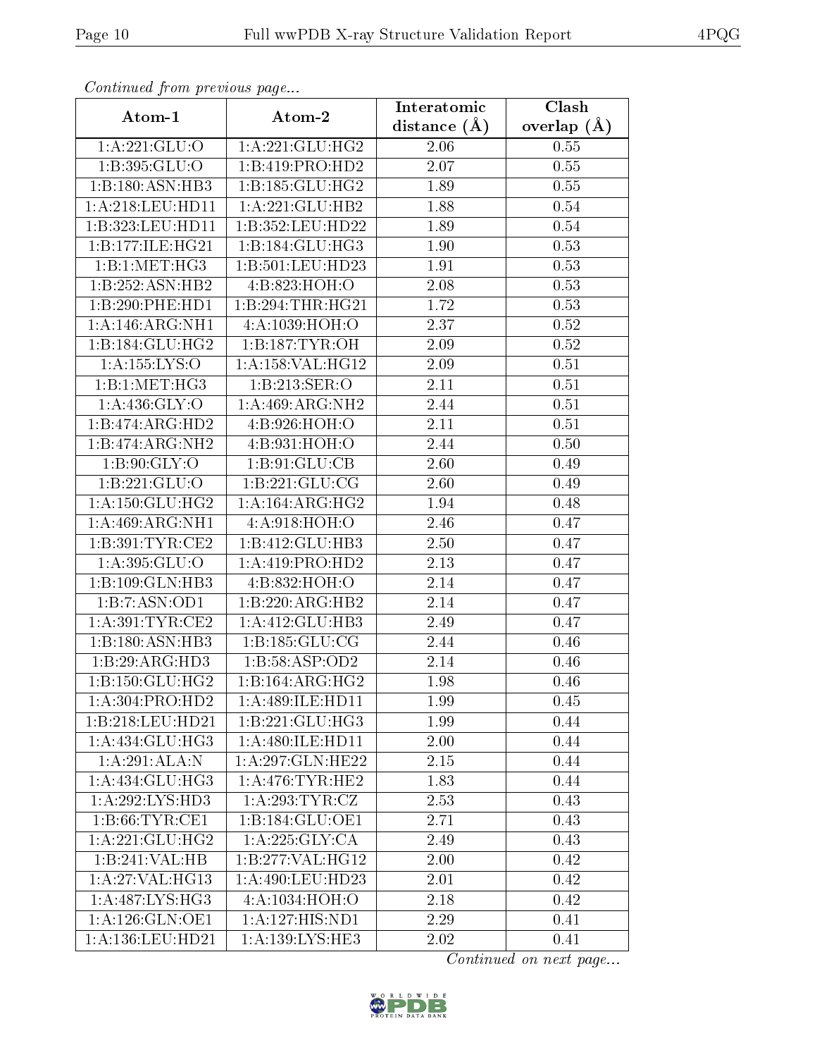*Continued from previous page...*

| Atom-1 | Atom-2 | Interatomic distance (Å) | Clash overlap (Å) |
|---|---|---|---|
| 1:A:221:GLU:O | 1:A:221:GLU:HG2 | 2.06 | 0.55 |
| 1:B:395:GLU:O | 1:B:419:PRO:HD2 | 2.07 | 0.55 |
| 1:B:180:ASN:HB3 | 1:B:185:GLU:HG2 | 1.89 | 0.55 |
| 1:A:218:LEU:HD11 | 1:A:221:GLU:HB2 | 1.88 | 0.54 |
| 1:B:323:LEU:HD11 | 1:B:352:LEU:HD22 | 1.89 | 0.54 |
| 1:B:177:ILE:HG21 | 1:B:184:GLU:HG3 | 1.90 | 0.53 |
| 1:B:1:MET:HG3 | 1:B:501:LEU:HD23 | 1.91 | 0.53 |
| 1:B:252:ASN:HB2 | 4:B:823:HOH:O | 2.08 | 0.53 |
| 1:B:290:PHE:HD1 | 1:B:294:THR:HG21 | 1.72 | 0.53 |
| 1:A:146:ARG:NH1 | 4:A:1039:HOH:O | 2.37 | 0.52 |
| 1:B:184:GLU:HG2 | 1:B:187:TYR:OH | 2.09 | 0.52 |
| 1:A:155:LYS:O | 1:A:158:VAL:HG12 | 2.09 | 0.51 |
| 1:B:1:MET:HG3 | 1:B:213:SER:O | 2.11 | 0.51 |
| 1:A:436:GLY:O | 1:A:469:ARG:NH2 | 2.44 | 0.51 |
| 1:B:474:ARG:HD2 | 4:B:926:HOH:O | 2.11 | 0.51 |
| 1:B:474:ARG:NH2 | 4:B:931:HOH:O | 2.44 | 0.50 |
| 1:B:90:GLY:O | 1:B:91:GLU:CB | 2.60 | 0.49 |
| 1:B:221:GLU:O | 1:B:221:GLU:CG | 2.60 | 0.49 |
| 1:A:150:GLU:HG2 | 1:A:164:ARG:HG2 | 1.94 | 0.48 |
| 1:A:469:ARG:NH1 | 4:A:918:HOH:O | 2.46 | 0.47 |
| 1:B:391:TYR:CE2 | 1:B:412:GLU:HB3 | 2.50 | 0.47 |
| 1:A:395:GLU:O | 1:A:419:PRO:HD2 | 2.13 | 0.47 |
| 1:B:109:GLN:HB3 | 4:B:832:HOH:O | 2.14 | 0.47 |
| 1:B:7:ASN:OD1 | 1:B:220:ARG:HB2 | 2.14 | 0.47 |
| 1:A:391:TYR:CE2 | 1:A:412:GLU:HB3 | 2.49 | 0.47 |
| 1:B:180:ASN:HB3 | 1:B:185:GLU:CG | 2.44 | 0.46 |
| 1:B:29:ARG:HD3 | 1:B:58:ASP:OD2 | 2.14 | 0.46 |
| 1:B:150:GLU:HG2 | 1:B:164:ARG:HG2 | 1.98 | 0.46 |
| 1:A:304:PRO:HD2 | 1:A:489:ILE:HD11 | 1.99 | 0.45 |
| 1:B:218:LEU:HD21 | 1:B:221:GLU:HG3 | 1.99 | 0.44 |
| 1:A:434:GLU:HG3 | 1:A:480:ILE:HD11 | 2.00 | 0.44 |
| 1:A:291:ALA:N | 1:A:297:GLN:HE22 | 2.15 | 0.44 |
| 1:A:434:GLU:HG3 | 1:A:476:TYR:HE2 | 1.83 | 0.44 |
| 1:A:292:LYS:HD3 | 1:A:293:TYR:CZ | 2.53 | 0.43 |
| 1:B:66:TYR:CE1 | 1:B:184:GLU:OE1 | 2.71 | 0.43 |
| 1:A:221:GLU:HG2 | 1:A:225:GLY:CA | 2.49 | 0.43 |
| 1:B:241:VAL:HB | 1:B:277:VAL:HG12 | 2.00 | 0.42 |
| 1:A:27:VAL:HG13 | 1:A:490:LEU:HD23 | 2.01 | 0.42 |
| 1:A:487:LYS:HG3 | 4:A:1034:HOH:O | 2.18 | 0.42 |
| 1:A:126:GLN:OE1 | 1:A:127:HIS:ND1 | 2.29 | 0.41 |
| 1:A:136:LEU:HD21 | 1:A:139:LYS:HE3 | 2.02 | 0.41 |

*Continued on next page...*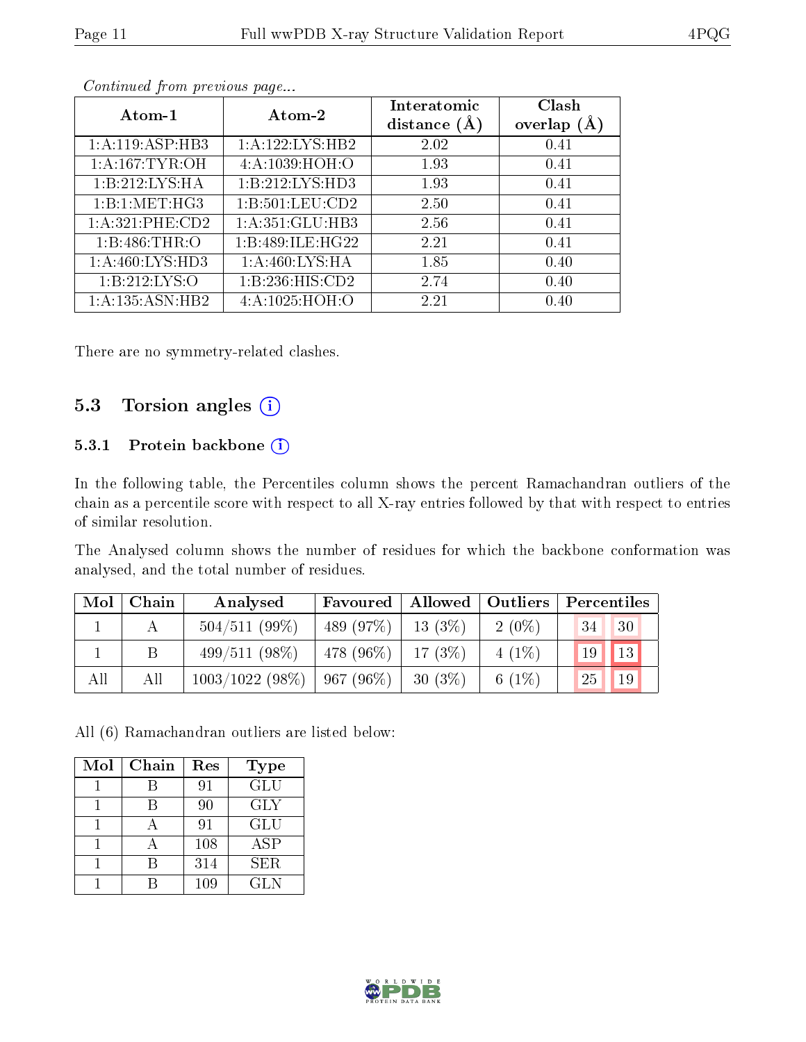*Continued from previous page...*

| Atom-1 | Atom-2 | Interatomic distance (Å) | Clash overlap (Å) |
|---|---|---|---|
| 1:A:119:ASP:HB3 | 1:A:122:LYS:HB2 | 2.02 | 0.41 |
| 1:A:167:TYR:OH | 4:A:1039:HOH:O | 1.93 | 0.41 |
| 1:B:212:LYS:HA | 1:B:212:LYS:HD3 | 1.93 | 0.41 |
| 1:B:1:MET:HG3 | 1:B:501:LEU:CD2 | 2.50 | 0.41 |
| 1:A:321:PHE:CD2 | 1:A:351:GLU:HB3 | 2.56 | 0.41 |
| 1:B:486:THR:O | 1:B:489:ILE:HG22 | 2.21 | 0.41 |
| 1:A:460:LYS:HD3 | 1:A:460:LYS:HA | 1.85 | 0.40 |
| 1:B:212:LYS:O | 1:B:236:HIS:CD2 | 2.74 | 0.40 |
| 1:A:135:ASN:HB2 | 4:A:1025:HOH:O | 2.21 | 0.40 |

There are no symmetry-related clashes.

## 5.3 Torsion angles

### 5.3.1 Protein backbone

In the following table, the Percentiles column shows the percent Ramachandran outliers of the chain as a percentile score with respect to all X-ray entries followed by that with respect to entries of similar resolution.

The Analysed column shows the number of residues for which the backbone conformation was analysed, and the total number of residues.

| Mol | Chain | Analysed | Favoured | Allowed | Outliers | Percentiles | |
|---|---|---|---|---|---|---|---|
| 1 | A | 504/511 (99%) | 489 (97%) | 13 (3%) | 2 (0%) | 34 | 30 |
| 1 | B | 499/511 (98%) | 478 (96%) | 17 (3%) | 4 (1%) | 19 | 13 |
| All | All | 1003/1022 (98%) | 967 (96%) | 30 (3%) | 6 (1%) | 25 | 19 |

All (6) Ramachandran outliers are listed below:

| Mol | Chain | Res | Type |
|---|---|---|---|
| 1 | B | 91 | GLU |
| 1 | B | 90 | GLY |
| 1 | A | 91 | GLU |
| 1 | A | 108 | ASP |
| 1 | B | 314 | SER |
| 1 | B | 109 | GLN |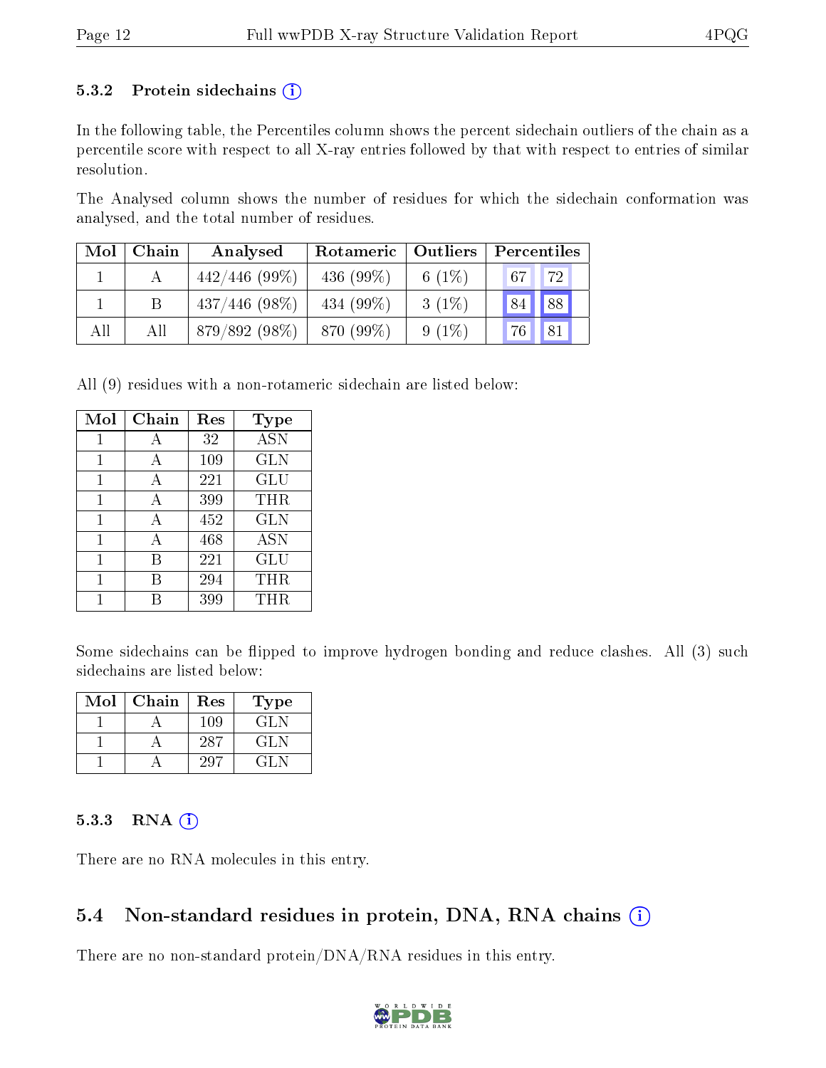### 5.3.2 Protein sidechains

In the following table, the Percentiles column shows the percent sidechain outliers of the chain as a percentile score with respect to all X-ray entries followed by that with respect to entries of similar resolution.

The Analysed column shows the number of residues for which the sidechain conformation was analysed, and the total number of residues.

| Mol | Chain | Analysed | Rotameric | Outliers | Percentiles | |
|---|---|---|---|---|---|---|
| 1 | A | 442/446 (99%) | 436 (99%) | 6 (1%) | 67 | 72 |
| 1 | B | 437/446 (98%) | 434 (99%) | 3 (1%) | 84 | 88 |
| All | All | 879/892 (98%) | 870 (99%) | 9 (1%) | 76 | 81 |

All (9) residues with a non-rotameric sidechain are listed below:

| Mol | Chain | Res | Type |
|---|---|---|---|
| 1 | A | 32 | ASN |
| 1 | A | 109 | GLN |
| 1 | A | 221 | GLU |
| 1 | A | 399 | THR |
| 1 | A | 452 | GLN |
| 1 | A | 468 | ASN |
| 1 | B | 221 | GLU |
| 1 | B | 294 | THR |
| 1 | B | 399 | THR |

Some sidechains can be flipped to improve hydrogen bonding and reduce clashes. All (3) such sidechains are listed below:

| Mol | Chain | Res | Type |
|---|---|---|---|
| 1 | A | 109 | GLN |
| 1 | A | 287 | GLN |
| 1 | A | 297 | GLN |

### 5.3.3 RNA

There are no RNA molecules in this entry.

## 5.4 Non-standard residues in protein, DNA, RNA chains

There are no non-standard protein/DNA/RNA residues in this entry.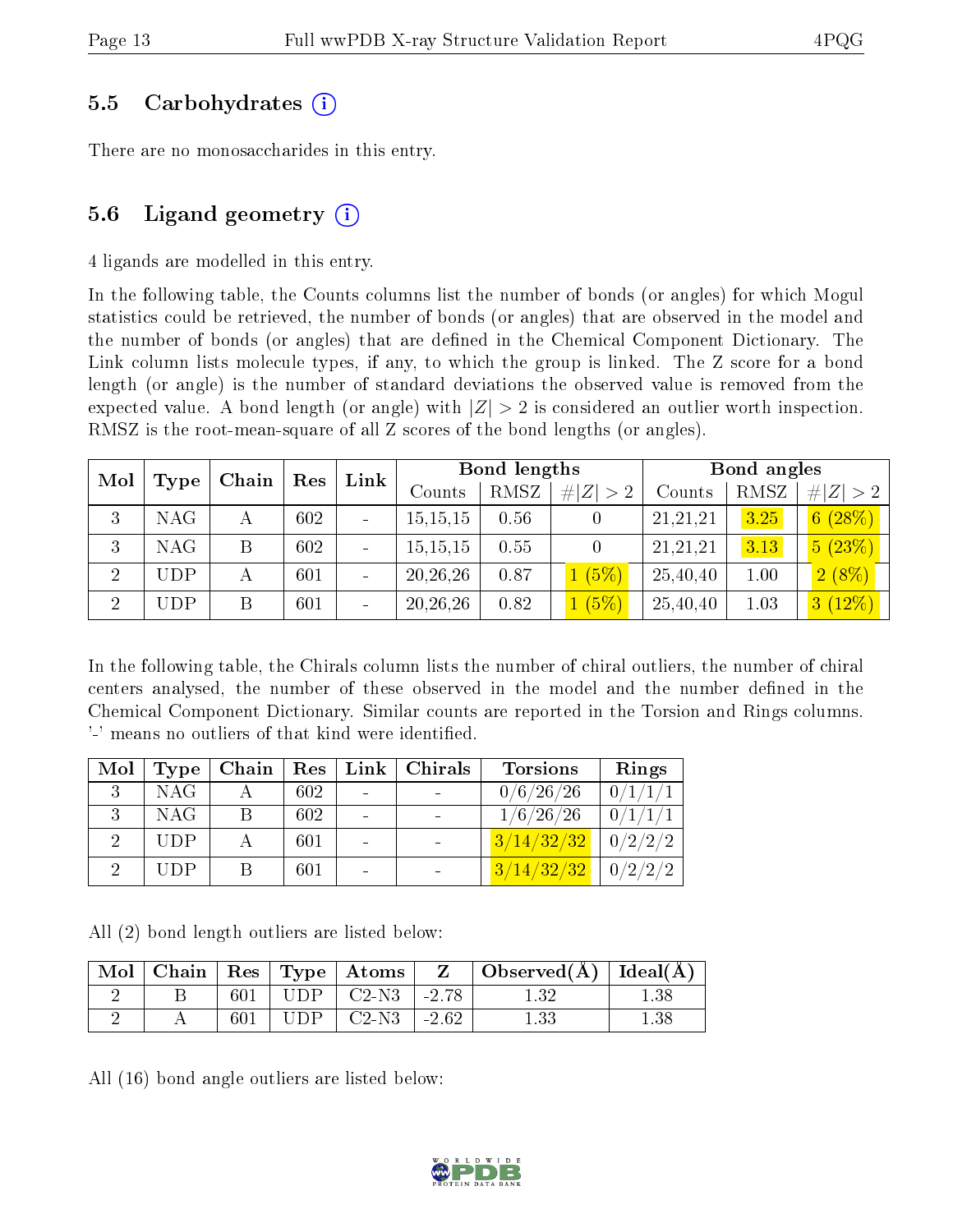### 5.5 Carbohydrates (i)

There are no monosaccharides in this entry.

### 5.6 Ligand geometry (i)

4 ligands are modelled in this entry.

In the following table, the Counts columns list the number of bonds (or angles) for which Mogul statistics could be retrieved, the number of bonds (or angles) that are observed in the model and the number of bonds (or angles) that are defined in the Chemical Component Dictionary. The Link column lists molecule types, if any, to which the group is linked. The Z score for a bond length (or angle) is the number of standard deviations the observed value is removed from the expected value. A bond length (or angle) with $|Z| > 2$ is considered an outlier worth inspection. RMSZ is the root-mean-square of all Z scores of the bond lengths (or angles).

| Mol | Type | Chain | Res | Link | Bond lengths | | | Bond angles | | |
|---|---|---|---|---|---|---|---|---|---|---|
| | | | | | Counts | RMSZ | $\#\|Z\| > 2$ | Counts | RMSZ | $\#\|Z\| > 2$ |
| 3 | NAG | A | 602 | - | 15,15,15 | 0.56 | 0 | 21,21,21 | 3.25 | 6 (28%) |
| 3 | NAG | B | 602 | - | 15,15,15 | 0.55 | 0 | 21,21,21 | 3.13 | 5 (23%) |
| 2 | UDP | A | 601 | - | 20,26,26 | 0.87 | 1 (5%) | 25,40,40 | 1.00 | 2 (8%) |
| 2 | UDP | B | 601 | - | 20,26,26 | 0.82 | 1 (5%) | 25,40,40 | 1.03 | 3 (12%) |

In the following table, the Chirals column lists the number of chiral outliers, the number of chiral centers analysed, the number of these observed in the model and the number defined in the Chemical Component Dictionary. Similar counts are reported in the Torsion and Rings columns. '-' means no outliers of that kind were identified.

| Mol | Type | Chain | Res | Link | Chirals | Torsions | Rings |
|---|---|---|---|---|---|---|---|
| 3 | NAG | A | 602 | - | - | 0/6/26/26 | 0/1/1/1 |
| 3 | NAG | B | 602 | - | - | 1/6/26/26 | 0/1/1/1 |
| 2 | UDP | A | 601 | - | - | 3/14/32/32 | 0/2/2/2 |
| 2 | UDP | B | 601 | - | - | 3/14/32/32 | 0/2/2/2 |

All (2) bond length outliers are listed below:

| Mol | Chain | Res | Type | Atoms | Z | Observed(Å) | Ideal(Å) |
|---|---|---|---|---|---|---|---|
| 2 | B | 601 | UDP | C2-N3 | -2.78 | 1.32 | 1.38 |
| 2 | A | 601 | UDP | C2-N3 | -2.62 | 1.33 | 1.38 |

All (16) bond angle outliers are listed below: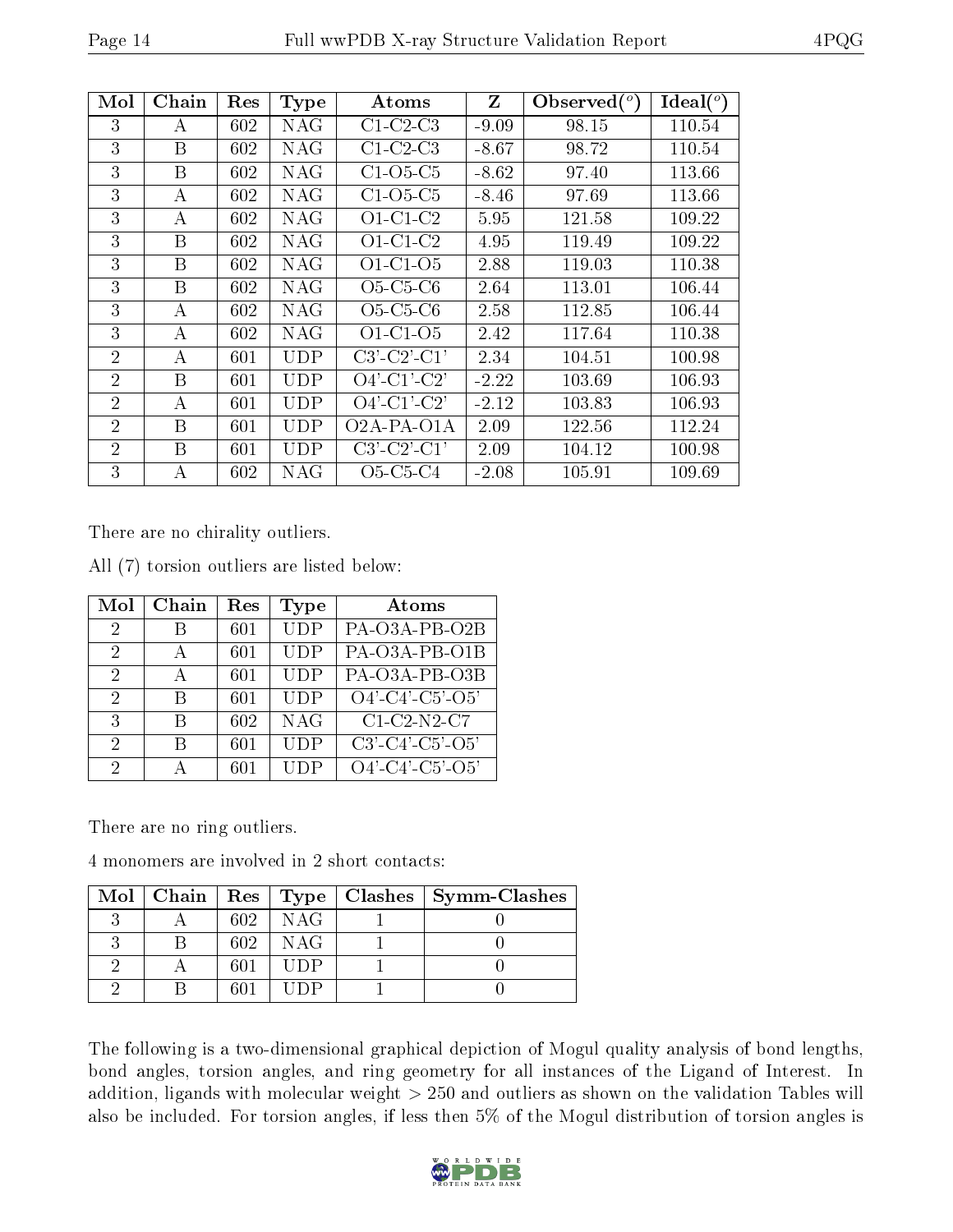| Mol | Chain | Res | Type | Atoms | Z | Observed(°) | Ideal(°) |
|---|---|---|---|---|---|---|---|
| 3 | A | 602 | NAG | C1-C2-C3 | -9.09 | 98.15 | 110.54 |
| 3 | B | 602 | NAG | C1-C2-C3 | -8.67 | 98.72 | 110.54 |
| 3 | B | 602 | NAG | C1-O5-C5 | -8.62 | 97.40 | 113.66 |
| 3 | A | 602 | NAG | C1-O5-C5 | -8.46 | 97.69 | 113.66 |
| 3 | A | 602 | NAG | O1-C1-C2 | 5.95 | 121.58 | 109.22 |
| 3 | B | 602 | NAG | O1-C1-C2 | 4.95 | 119.49 | 109.22 |
| 3 | B | 602 | NAG | O1-C1-O5 | 2.88 | 119.03 | 110.38 |
| 3 | B | 602 | NAG | O5-C5-C6 | 2.64 | 113.01 | 106.44 |
| 3 | A | 602 | NAG | O5-C5-C6 | 2.58 | 112.85 | 106.44 |
| 3 | A | 602 | NAG | O1-C1-O5 | 2.42 | 117.64 | 110.38 |
| 2 | A | 601 | UDP | C3'-C2'-C1' | 2.34 | 104.51 | 100.98 |
| 2 | B | 601 | UDP | O4'-C1'-C2' | -2.22 | 103.69 | 106.93 |
| 2 | A | 601 | UDP | O4'-C1'-C2' | -2.12 | 103.83 | 106.93 |
| 2 | B | 601 | UDP | O2A-PA-O1A | 2.09 | 122.56 | 112.24 |
| 2 | B | 601 | UDP | C3'-C2'-C1' | 2.09 | 104.12 | 100.98 |
| 3 | A | 602 | NAG | O5-C5-C4 | -2.08 | 105.91 | 109.69 |

There are no chirality outliers.

All (7) torsion outliers are listed below:

| Mol | Chain | Res | Type | Atoms |
|---|---|---|---|---|
| 2 | B | 601 | UDP | PA-O3A-PB-O2B |
| 2 | A | 601 | UDP | PA-O3A-PB-O1B |
| 2 | A | 601 | UDP | PA-O3A-PB-O3B |
| 2 | B | 601 | UDP | O4'-C4'-C5'-O5' |
| 3 | B | 602 | NAG | C1-C2-N2-C7 |
| 2 | B | 601 | UDP | C3'-C4'-C5'-O5' |
| 2 | A | 601 | UDP | O4'-C4'-C5'-O5' |

There are no ring outliers.

4 monomers are involved in 2 short contacts:

| Mol | Chain | Res | Type | Clashes | Symm-Clashes |
|---|---|---|---|---|---|
| 3 | A | 602 | NAG | 1 | 0 |
| 3 | B | 602 | NAG | 1 | 0 |
| 2 | A | 601 | UDP | 1 | 0 |
| 2 | B | 601 | UDP | 1 | 0 |

The following is a two-dimensional graphical depiction of Mogul quality analysis of bond lengths, bond angles, torsion angles, and ring geometry for all instances of the Ligand of Interest. In addition, ligands with molecular weight > 250 and outliers as shown on the validation Tables will also be included. For torsion angles, if less then 5% of the Mogul distribution of torsion angles is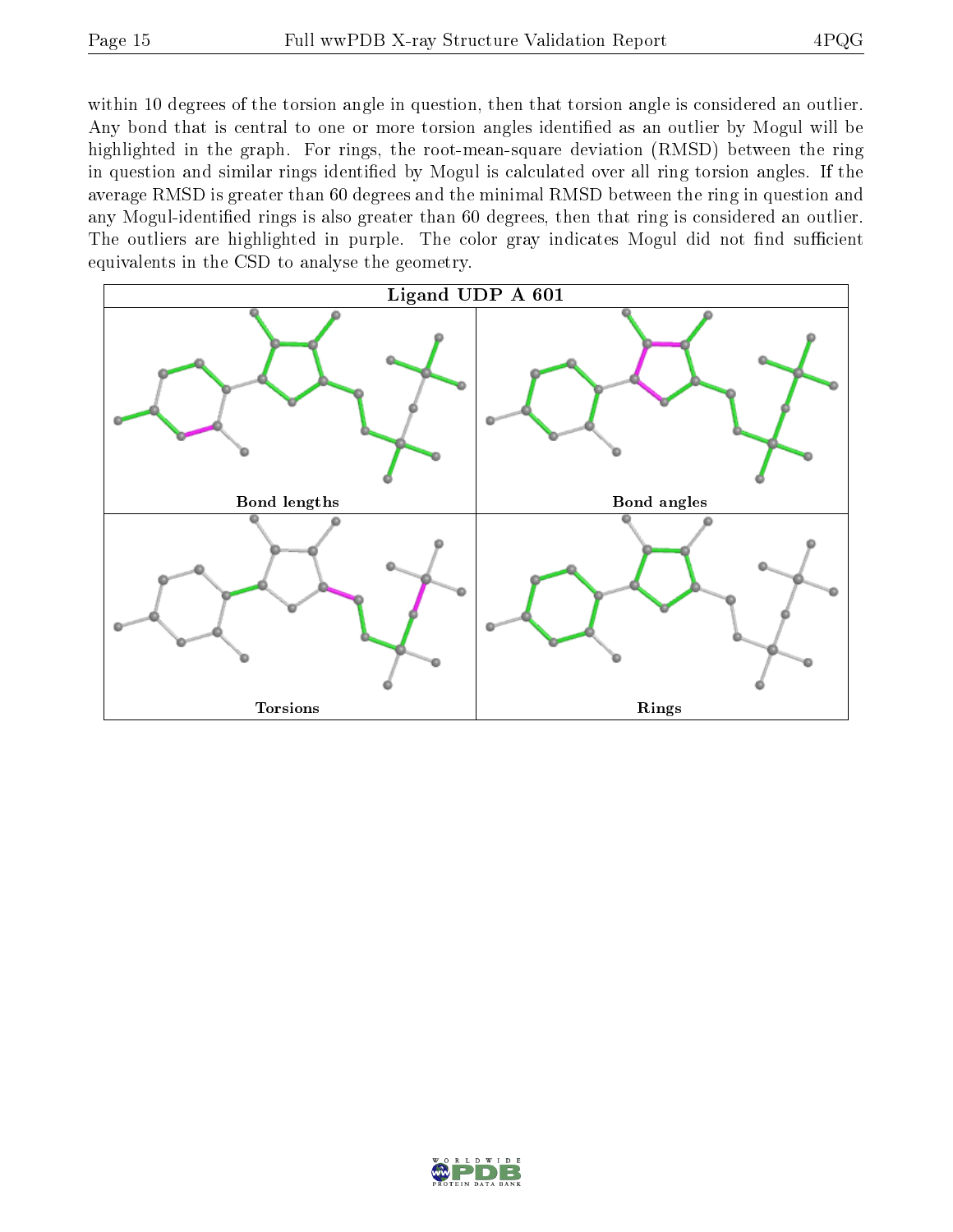within 10 degrees of the torsion angle in question, then that torsion angle is considered an outlier. Any bond that is central to one or more torsion angles identified as an outlier by Mogul will be highlighted in the graph. For rings, the root-mean-square deviation (RMSD) between the ring in question and similar rings identified by Mogul is calculated over all ring torsion angles. If the average RMSD is greater than 60 degrees and the minimal RMSD between the ring in question and any Mogul-identified rings is also greater than 60 degrees, then that ring is considered an outlier. The outliers are highlighted in purple. The color gray indicates Mogul did not find sufficient equivalents in the CSD to analyse the geometry.

Ligand UDP A 601

Bond lengths

Bond angles

Torsions

Rings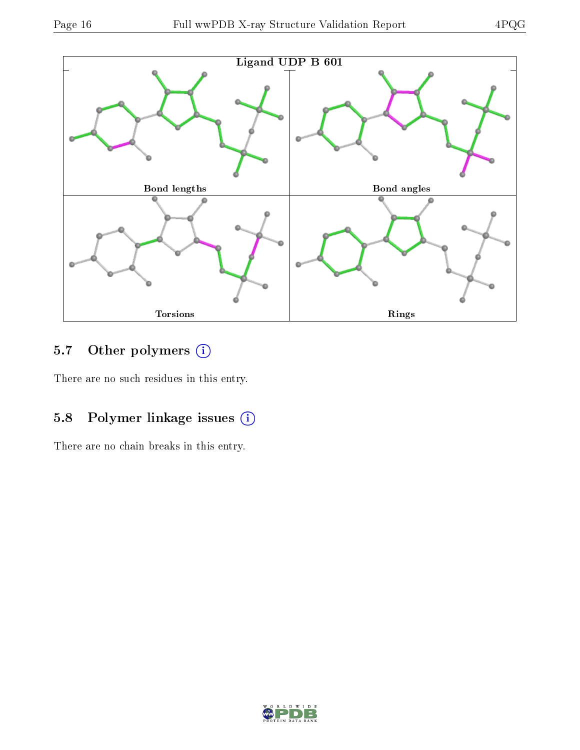Ligand UDP B 601

Bond lengths

Bond angles

Torsions

Rings

## 5.7 Other polymers (i)

There are no such residues in this entry.

## 5.8 Polymer linkage issues (i)

There are no chain breaks in this entry.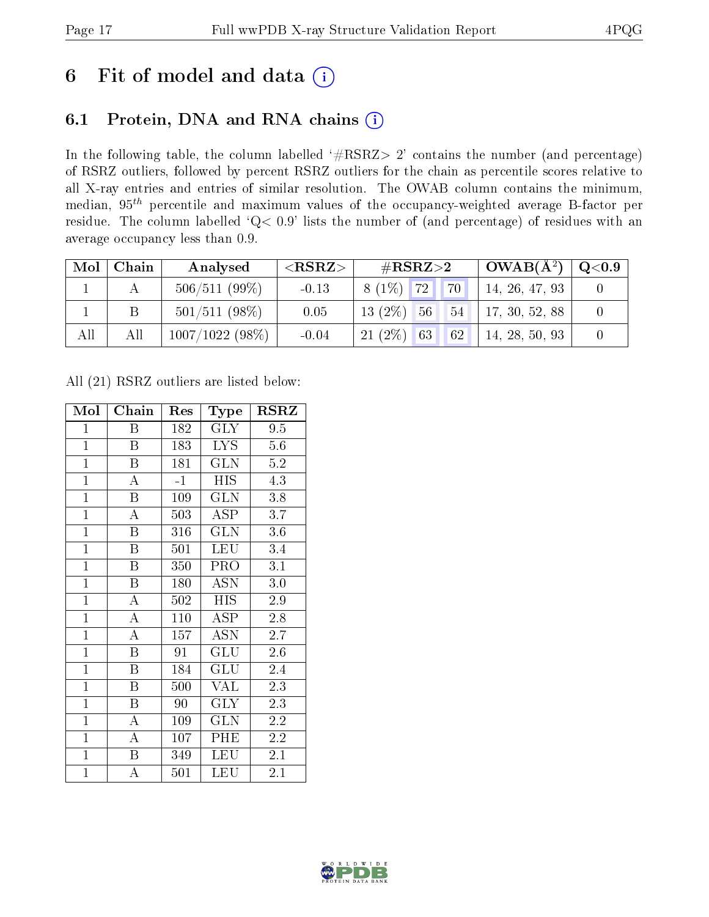# 6 Fit of model and data (i)

## 6.1 Protein, DNA and RNA chains (i)

In the following table, the column labelled '#RSRZ> 2' contains the number (and percentage) of RSRZ outliers, followed by percent RSRZ outliers for the chain as percentile scores relative to all X-ray entries and entries of similar resolution. The OWAB column contains the minimum, median, $95^{th}$ percentile and maximum values of the occupancy-weighted average B-factor per residue. The column labelled 'Q< 0.9' lists the number of (and percentage) of residues with an average occupancy less than 0.9.

| Mol | Chain | Analysed | <RSRZ> | #RSRZ>2 | | | OWAB(Å$^2$) | Q<0.9 |
|---|---|---|---|---|---|---|---|---|
| 1 | A | 506/511 (99%) | -0.13 | 8 (1%) | 72 | 70 | 14, 26, 47, 93 | 0 |
| 1 | B | 501/511 (98%) | 0.05 | 13 (2%) | 56 | 54 | 17, 30, 52, 88 | 0 |
| All | All | 1007/1022 (98%) | -0.04 | 21 (2%) | 63 | 62 | 14, 28, 50, 93 | 0 |

All (21) RSRZ outliers are listed below:

| Mol | Chain | Res | Type | RSRZ |
|---|---|---|---|---|
| 1 | B | 182 | GLY | 9.5 |
| 1 | B | 183 | LYS | 5.6 |
| 1 | B | 181 | GLN | 5.2 |
| 1 | A | -1 | HIS | 4.3 |
| 1 | B | 109 | GLN | 3.8 |
| 1 | A | 503 | ASP | 3.7 |
| 1 | B | 316 | GLN | 3.6 |
| 1 | B | 501 | LEU | 3.4 |
| 1 | B | 350 | PRO | 3.1 |
| 1 | B | 180 | ASN | 3.0 |
| 1 | A | 502 | HIS | 2.9 |
| 1 | A | 110 | ASP | 2.8 |
| 1 | A | 157 | ASN | 2.7 |
| 1 | B | 91 | GLU | 2.6 |
| 1 | B | 184 | GLU | 2.4 |
| 1 | B | 500 | VAL | 2.3 |
| 1 | B | 90 | GLY | 2.3 |
| 1 | A | 109 | GLN | 2.2 |
| 1 | A | 107 | PHE | 2.2 |
| 1 | B | 349 | LEU | 2.1 |
| 1 | A | 501 | LEU | 2.1 |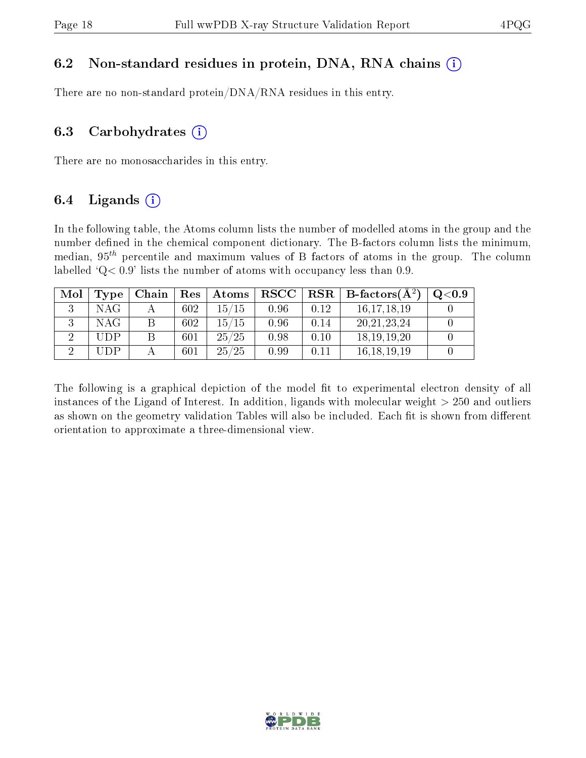### 6.2 Non-standard residues in protein, DNA, RNA chains

There are no non-standard protein/DNA/RNA residues in this entry.

### 6.3 Carbohydrates

There are no monosaccharides in this entry.

### 6.4 Ligands

In the following table, the Atoms column lists the number of modelled atoms in the group and the number defined in the chemical component dictionary. The B-factors column lists the minimum, median, $95^{th}$ percentile and maximum values of B factors of atoms in the group. The column labelled 'Q< 0.9' lists the number of atoms with occupancy less than 0.9.

| Mol | Type | Chain | Res | Atoms | RSCC | RSR | B-factors($Å^2$) | Q<0.9 |
|---|---|---|---|---|---|---|---|---|
| 3 | NAG | A | 602 | 15/15 | 0.96 | 0.12 | 16,17,18,19 | 0 |
| 3 | NAG | B | 602 | 15/15 | 0.96 | 0.14 | 20,21,23,24 | 0 |
| 2 | UDP | B | 601 | 25/25 | 0.98 | 0.10 | 18,19,19,20 | 0 |
| 2 | UDP | A | 601 | 25/25 | 0.99 | 0.11 | 16,18,19,19 | 0 |

The following is a graphical depiction of the model fit to experimental electron density of all instances of the Ligand of Interest. In addition, ligands with molecular weight > 250 and outliers as shown on the geometry validation Tables will also be included. Each fit is shown from different orientation to approximate a three-dimensional view.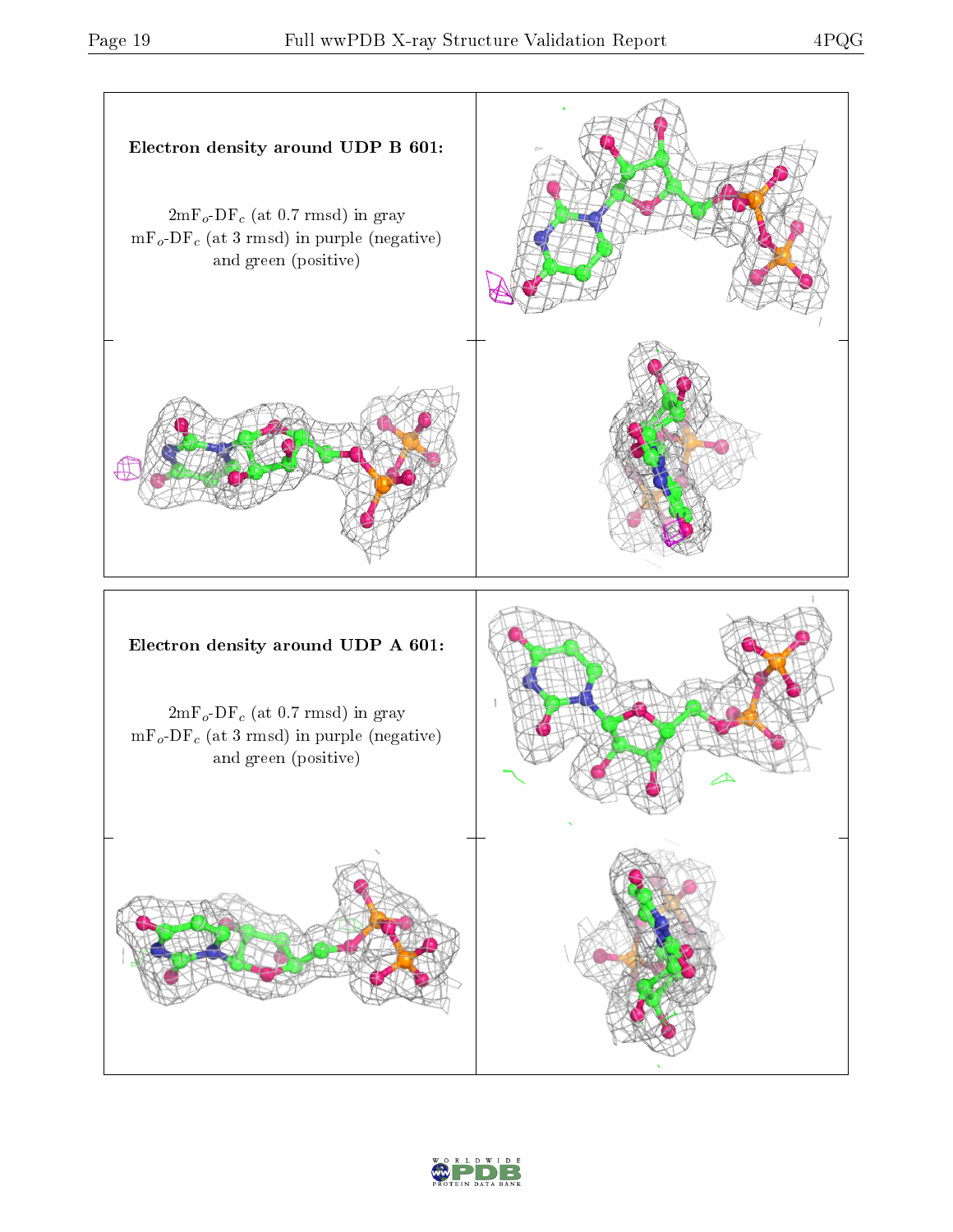**Electron density around UDP B 601:**

$2mF_o$-$DF_c$ (at 0.7 rmsd) in gray
$mF_o$-$DF_c$ (at 3 rmsd) in purple (negative)
and green (positive)

**Electron density around UDP A 601:**

$2mF_o$-$DF_c$ (at 0.7 rmsd) in gray
$mF_o$-$DF_c$ (at 3 rmsd) in purple (negative)
and green (positive)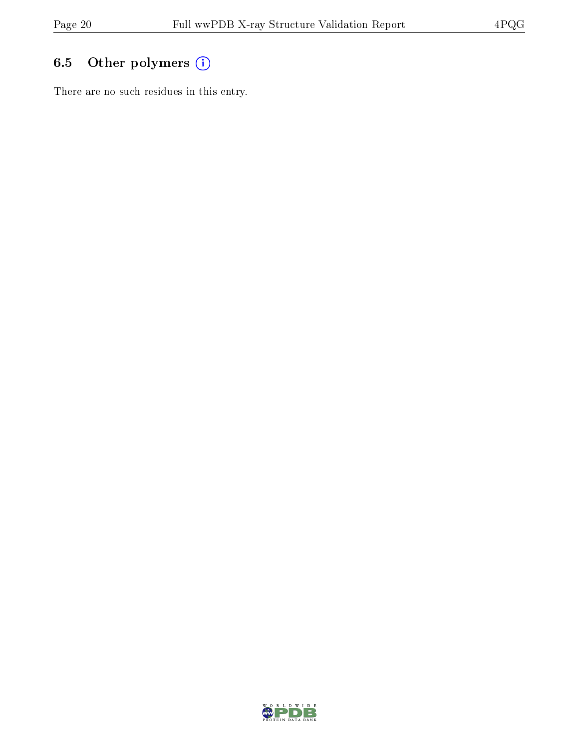### 6.5 Other polymers (i)

There are no such residues in this entry.